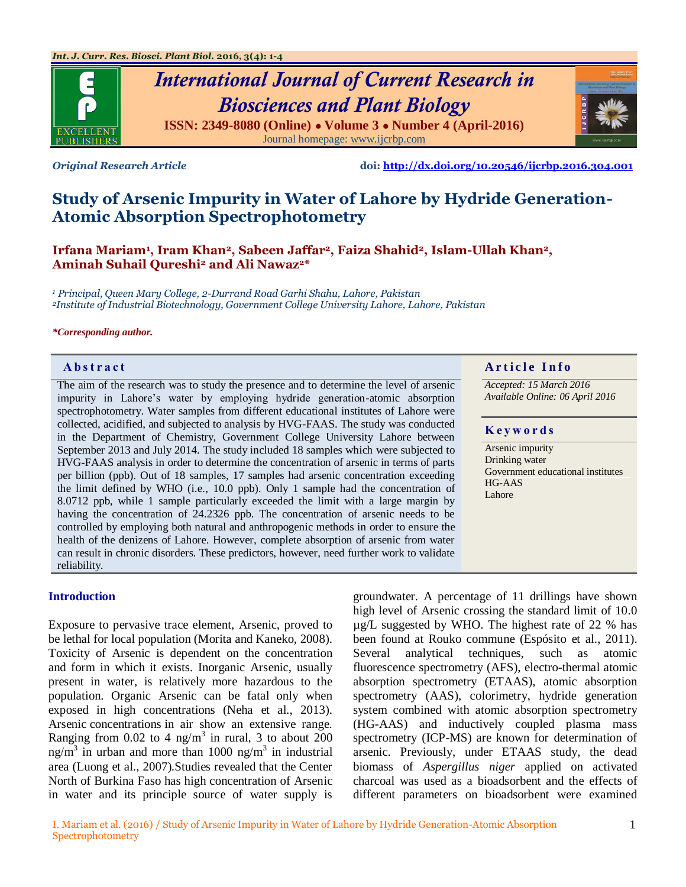Original Research Article

doi: http://dx.doi.org/10.20546/ijcrbp.2016.304.001

# Study of Arsenic Impurity in Water of Lahore by Hydride Generation-Atomic Absorption Spectrophotometry

**Irfana Mariam[1], Iram Khan[2], Sabeen Jaffar[2], Faiza Shahid[2], Islam-Ullah Khan[2], Aminah Suhail Qureshi[2] and Ali Nawaz[2]***

*[1] Principal, Queen Mary College, 2-Durrand Road Garhi Shahu, Lahore, Pakistan*
*[2]Institute of Industrial Biotechnology, Government College University Lahore, Lahore, Pakistan*

***Corresponding author.***

## Abstract

The aim of the research was to study the presence and to determine the level of arsenic impurity in Lahore's water by employing hydride generation-atomic absorption spectrophotometry. Water samples from different educational institutes of Lahore were collected, acidified, and subjected to analysis by HVG-FAAS. The study was conducted in the Department of Chemistry, Government College University Lahore between September 2013 and July 2014. The study included 18 samples which were subjected to HVG-FAAS analysis in order to determine the concentration of arsenic in terms of parts per billion (ppb). Out of 18 samples, 17 samples had arsenic concentration exceeding the limit defined by WHO (i.e., 10.0 ppb). Only 1 sample had the concentration of 8.0712 ppb, while 1 sample particularly exceeded the limit with a large margin by having the concentration of 24.2326 ppb. The concentration of arsenic needs to be controlled by employing both natural and anthropogenic methods in order to ensure the health of the denizens of Lahore. However, complete absorption of arsenic from water can result in chronic disorders. These predictors, however, need further work to validate reliability.

## Article Info

*Accepted: 15 March 2016*
*Available Online: 06 April 2016*

## Keywords

Arsenic impurity
Drinking water
Government educational institutes
HG-AAS
Lahore

## Introduction

Exposure to pervasive trace element, Arsenic, proved to be lethal for local population (Morita and Kaneko, 2008). Toxicity of Arsenic is dependent on the concentration and form in which it exists. Inorganic Arsenic, usually present in water, is relatively more hazardous to the population. Organic Arsenic can be fatal only when exposed in high concentrations (Neha et al., 2013). Arsenic concentrations in air show an extensive range. Ranging from 0.02 to 4 ng/m$^3$ in rural, 3 to about 200 ng/m$^3$ in urban and more than 1000 ng/m$^3$ in industrial area (Luong et al., 2007).Studies revealed that the Center North of Burkina Faso has high concentration of Arsenic in water and its principle source of water supply is groundwater. A percentage of 11 drillings have shown high level of Arsenic crossing the standard limit of 10.0 µg/L suggested by WHO. The highest rate of 22 % has been found at Rouko commune (Espósito et al., 2011). Several analytical techniques, such as atomic fluorescence spectrometry (AFS), electro-thermal atomic absorption spectrometry (ETAAS), atomic absorption spectrometry (AAS), colorimetry, hydride generation system combined with atomic absorption spectrometry (HG-AAS) and inductively coupled plasma mass spectrometry (ICP-MS) are known for determination of arsenic. Previously, under ETAAS study, the dead biomass of *Aspergillus niger* applied on activated charcoal was used as a bioadsorbent and the effects of different parameters on bioadsorbent were examined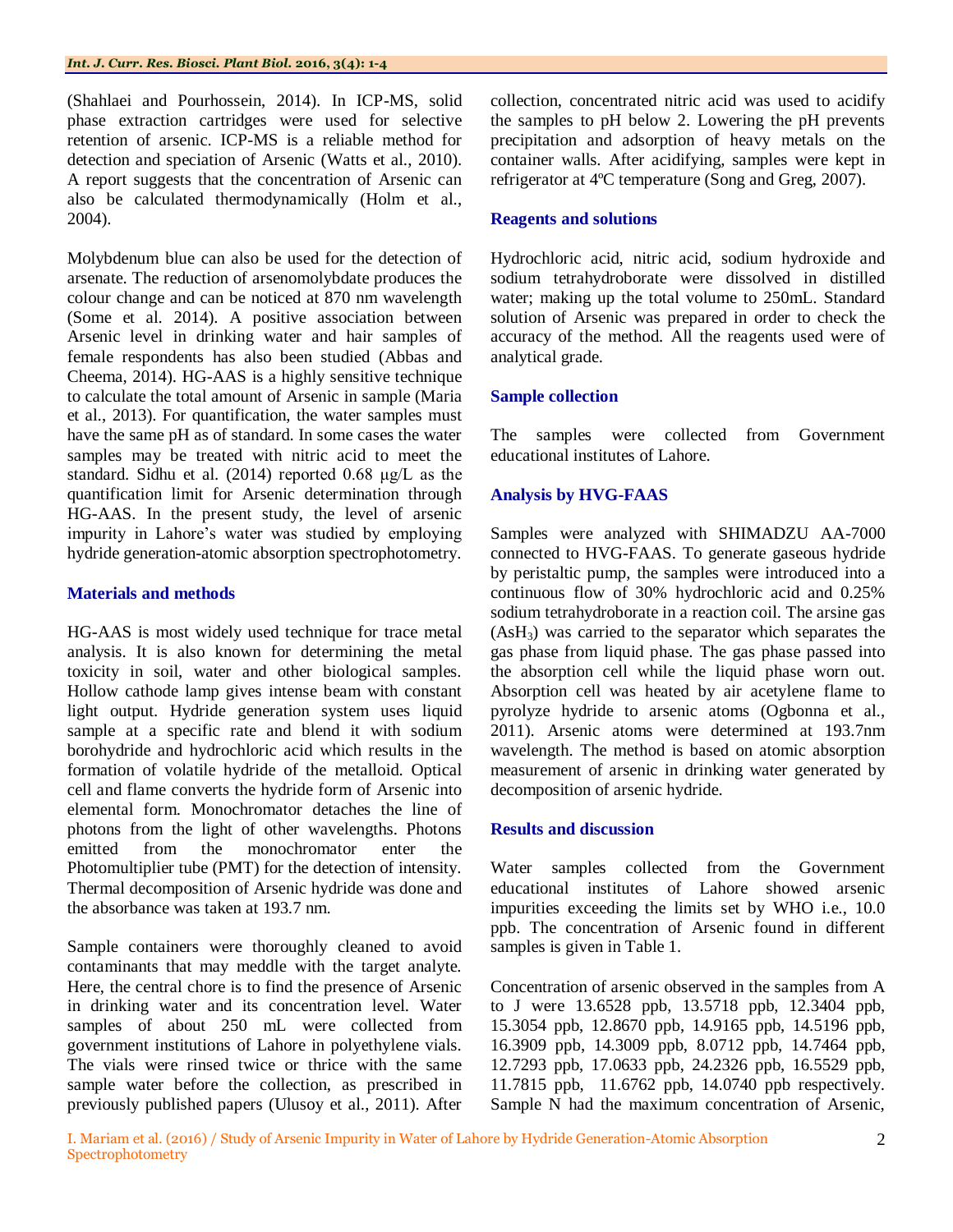(Shahlaei and Pourhossein, 2014). In ICP-MS, solid phase extraction cartridges were used for selective retention of arsenic. ICP-MS is a reliable method for detection and speciation of Arsenic (Watts et al., 2010). A report suggests that the concentration of Arsenic can also be calculated thermodynamically (Holm et al., 2004).

Molybdenum blue can also be used for the detection of arsenate. The reduction of arsenomolybdate produces the colour change and can be noticed at 870 nm wavelength (Some et al. 2014). A positive association between Arsenic level in drinking water and hair samples of female respondents has also been studied (Abbas and Cheema, 2014). HG-AAS is a highly sensitive technique to calculate the total amount of Arsenic in sample (Maria et al., 2013). For quantification, the water samples must have the same pH as of standard. In some cases the water samples may be treated with nitric acid to meet the standard. Sidhu et al. (2014) reported 0.68 μg/L as the quantification limit for Arsenic determination through HG-AAS. In the present study, the level of arsenic impurity in Lahore's water was studied by employing hydride generation-atomic absorption spectrophotometry.

## Materials and methods

HG-AAS is most widely used technique for trace metal analysis. It is also known for determining the metal toxicity in soil, water and other biological samples. Hollow cathode lamp gives intense beam with constant light output. Hydride generation system uses liquid sample at a specific rate and blend it with sodium borohydride and hydrochloric acid which results in the formation of volatile hydride of the metalloid. Optical cell and flame converts the hydride form of Arsenic into elemental form. Monochromator detaches the line of photons from the light of other wavelengths. Photons emitted from the monochromator enter the Photomultiplier tube (PMT) for the detection of intensity. Thermal decomposition of Arsenic hydride was done and the absorbance was taken at 193.7 nm.

Sample containers were thoroughly cleaned to avoid contaminants that may meddle with the target analyte. Here, the central chore is to find the presence of Arsenic in drinking water and its concentration level. Water samples of about 250 mL were collected from government institutions of Lahore in polyethylene vials. The vials were rinsed twice or thrice with the same sample water before the collection, as prescribed in previously published papers (Ulusoy et al., 2011). After collection, concentrated nitric acid was used to acidify the samples to pH below 2. Lowering the pH prevents precipitation and adsorption of heavy metals on the container walls. After acidifying, samples were kept in refrigerator at 4ºC temperature (Song and Greg, 2007).

### Reagents and solutions

Hydrochloric acid, nitric acid, sodium hydroxide and sodium tetrahydroborate were dissolved in distilled water; making up the total volume to 250mL. Standard solution of Arsenic was prepared in order to check the accuracy of the method. All the reagents used were of analytical grade.

### Sample collection

The samples were collected from Government educational institutes of Lahore.

### Analysis by HVG-FAAS

Samples were analyzed with SHIMADZU AA-7000 connected to HVG-FAAS. To generate gaseous hydride by peristaltic pump, the samples were introduced into a continuous flow of 30% hydrochloric acid and 0.25% sodium tetrahydroborate in a reaction coil. The arsine gas ($AsH_3$) was carried to the separator which separates the gas phase from liquid phase. The gas phase passed into the absorption cell while the liquid phase worn out. Absorption cell was heated by air acetylene flame to pyrolyze hydride to arsenic atoms (Ogbonna et al., 2011). Arsenic atoms were determined at 193.7nm wavelength. The method is based on atomic absorption measurement of arsenic in drinking water generated by decomposition of arsenic hydride.

## Results and discussion

Water samples collected from the Government educational institutes of Lahore showed arsenic impurities exceeding the limits set by WHO i.e., 10.0 ppb. The concentration of Arsenic found in different samples is given in Table 1.

Concentration of arsenic observed in the samples from A to J were 13.6528 ppb, 13.5718 ppb, 12.3404 ppb, 15.3054 ppb, 12.8670 ppb, 14.9165 ppb, 14.5196 ppb, 16.3909 ppb, 14.3009 ppb, 8.0712 ppb, 14.7464 ppb, 12.7293 ppb, 17.0633 ppb, 24.2326 ppb, 16.5529 ppb, 11.7815 ppb, 11.6762 ppb, 14.0740 ppb respectively. Sample N had the maximum concentration of Arsenic,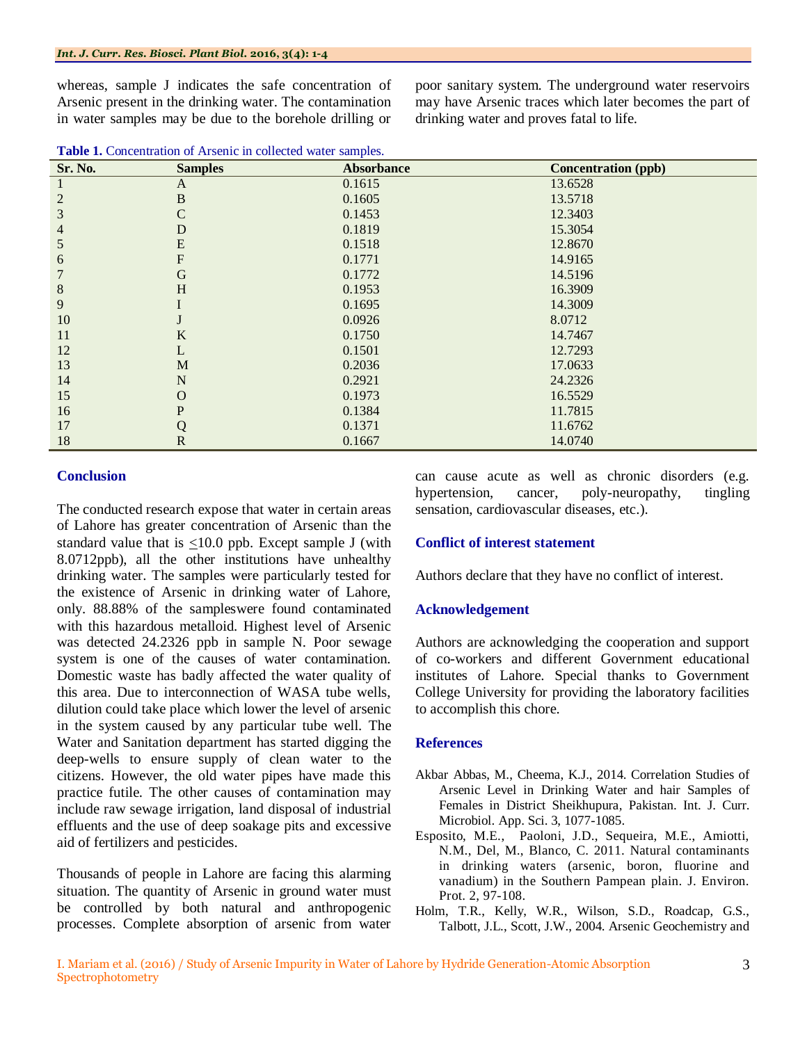whereas, sample J indicates the safe concentration of Arsenic present in the drinking water. The contamination in water samples may be due to the borehole drilling or poor sanitary system. The underground water reservoirs may have Arsenic traces which later becomes the part of drinking water and proves fatal to life.

**Table 1.** Concentration of Arsenic in collected water samples.

| Sr. No. | Samples | Absorbance | Concentration (ppb) |
|---|---|---|---|
| 1 | A | 0.1615 | 13.6528 |
| 2 | B | 0.1605 | 13.5718 |
| 3 | C | 0.1453 | 12.3403 |
| 4 | D | 0.1819 | 15.3054 |
| 5 | E | 0.1518 | 12.8670 |
| 6 | F | 0.1771 | 14.9165 |
| 7 | G | 0.1772 | 14.5196 |
| 8 | H | 0.1953 | 16.3909 |
| 9 | I | 0.1695 | 14.3009 |
| 10 | J | 0.0926 | 8.0712 |
| 11 | K | 0.1750 | 14.7467 |
| 12 | L | 0.1501 | 12.7293 |
| 13 | M | 0.2036 | 17.0633 |
| 14 | N | 0.2921 | 24.2326 |
| 15 | O | 0.1973 | 16.5529 |
| 16 | P | 0.1384 | 11.7815 |
| 17 | Q | 0.1371 | 11.6762 |
| 18 | R | 0.1667 | 14.0740 |

## Conclusion

The conducted research expose that water in certain areas of Lahore has greater concentration of Arsenic than the standard value that is $\leq$10.0 ppb. Except sample J (with 8.0712ppb), all the other institutions have unhealthy drinking water. The samples were particularly tested for the existence of Arsenic in drinking water of Lahore, only. 88.88% of the sampleswere found contaminated with this hazardous metalloid. Highest level of Arsenic was detected 24.2326 ppb in sample N. Poor sewage system is one of the causes of water contamination. Domestic waste has badly affected the water quality of this area. Due to interconnection of WASA tube wells, dilution could take place which lower the level of arsenic in the system caused by any particular tube well. The Water and Sanitation department has started digging the deep-wells to ensure supply of clean water to the citizens. However, the old water pipes have made this practice futile. The other causes of contamination may include raw sewage irrigation, land disposal of industrial effluents and the use of deep soakage pits and excessive aid of fertilizers and pesticides.

Thousands of people in Lahore are facing this alarming situation. The quantity of Arsenic in ground water must be controlled by both natural and anthropogenic processes. Complete absorption of arsenic from water can cause acute as well as chronic disorders (e.g. hypertension, cancer, poly-neuropathy, tingling sensation, cardiovascular diseases, etc.).

## Conflict of interest statement

Authors declare that they have no conflict of interest.

## Acknowledgement

Authors are acknowledging the cooperation and support of co-workers and different Government educational institutes of Lahore. Special thanks to Government College University for providing the laboratory facilities to accomplish this chore.

## References

Akbar Abbas, M., Cheema, K.J., 2014. Correlation Studies of Arsenic Level in Drinking Water and hair Samples of Females in District Sheikhupura, Pakistan. Int. J. Curr. Microbiol. App. Sci. 3, 1077-1085.

Esposito, M.E., Paoloni, J.D., Sequeira, M.E., Amiotti, N.M., Del, M., Blanco, C. 2011. Natural contaminants in drinking waters (arsenic, boron, fluorine and vanadium) in the Southern Pampean plain. J. Environ. Prot. 2, 97-108.

Holm, T.R., Kelly, W.R., Wilson, S.D., Roadcap, G.S., Talbott, J.L., Scott, J.W., 2004. Arsenic Geochemistry and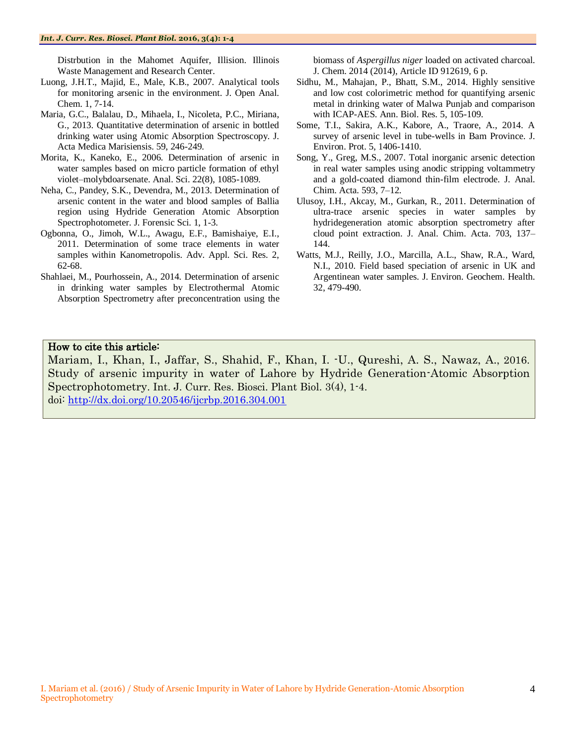Distrbution in the Mahomet Aquifer, Illision. Illinois Waste Management and Research Center.

Luong, J.H.T., Majid, E., Male, K.B., 2007. Analytical tools for monitoring arsenic in the environment. J. Open Anal. Chem. 1, 7-14.

Maria, G.C., Balalau, D., Mihaela, I., Nicoleta, P.C., Miriana, G., 2013. Quantitative determination of arsenic in bottled drinking water using Atomic Absorption Spectroscopy. J. Acta Medica Marisiensis. 59, 246-249.

Morita, K., Kaneko, E., 2006. Determination of arsenic in water samples based on micro particle formation of ethyl violet–molybdoarsenate. Anal. Sci. 22(8), 1085-1089.

Neha, C., Pandey, S.K., Devendra, M., 2013. Determination of arsenic content in the water and blood samples of Ballia region using Hydride Generation Atomic Absorption Spectrophotometer. J. Forensic Sci. 1, 1-3.

Ogbonna, O., Jimoh, W.L., Awagu, E.F., Bamishaiye, E.I., 2011. Determination of some trace elements in water samples within Kanometropolis. Adv. Appl. Sci. Res. 2, 62-68.

Shahlaei, M., Pourhossein, A., 2014. Determination of arsenic in drinking water samples by Electrothermal Atomic Absorption Spectrometry after preconcentration using the biomass of *Aspergillus niger* loaded on activated charcoal. J. Chem. 2014 (2014), Article ID 912619, 6 p.

Sidhu, M., Mahajan, P., Bhatt, S.M., 2014. Highly sensitive and low cost colorimetric method for quantifying arsenic metal in drinking water of Malwa Punjab and comparison with ICAP-AES. Ann. Biol. Res. 5, 105-109.

Some, T.I., Sakira, A.K., Kabore, A., Traore, A., 2014. A survey of arsenic level in tube-wells in Bam Province. J. Environ. Prot. 5, 1406-1410.

Song, Y., Greg, M.S., 2007. Total inorganic arsenic detection in real water samples using anodic stripping voltammetry and a gold-coated diamond thin-film electrode. J. Anal. Chim. Acta. 593, 7–12.

Ulusoy, I.H., Akcay, M., Gurkan, R., 2011. Determination of ultra-trace arsenic species in water samples by hydridegeneration atomic absorption spectrometry after cloud point extraction. J. Anal. Chim. Acta. 703, 137–144.

Watts, M.J., Reilly, J.O., Marcilla, A.L., Shaw, R.A., Ward, N.I., 2010. Field based speciation of arsenic in UK and Argentinean water samples. J. Environ. Geochem. Health. 32, 479-490.

**How to cite this article:**

Mariam, I., Khan, I., Jaffar, S., Shahid, F., Khan, I. -U., Qureshi, A. S., Nawaz, A., 2016. Study of arsenic impurity in water of Lahore by Hydride Generation-Atomic Absorption Spectrophotometry. Int. J. Curr. Res. Biosci. Plant Biol. 3(4), 1-4.
doi: http://dx.doi.org/10.20546/ijcrbp.2016.304.001